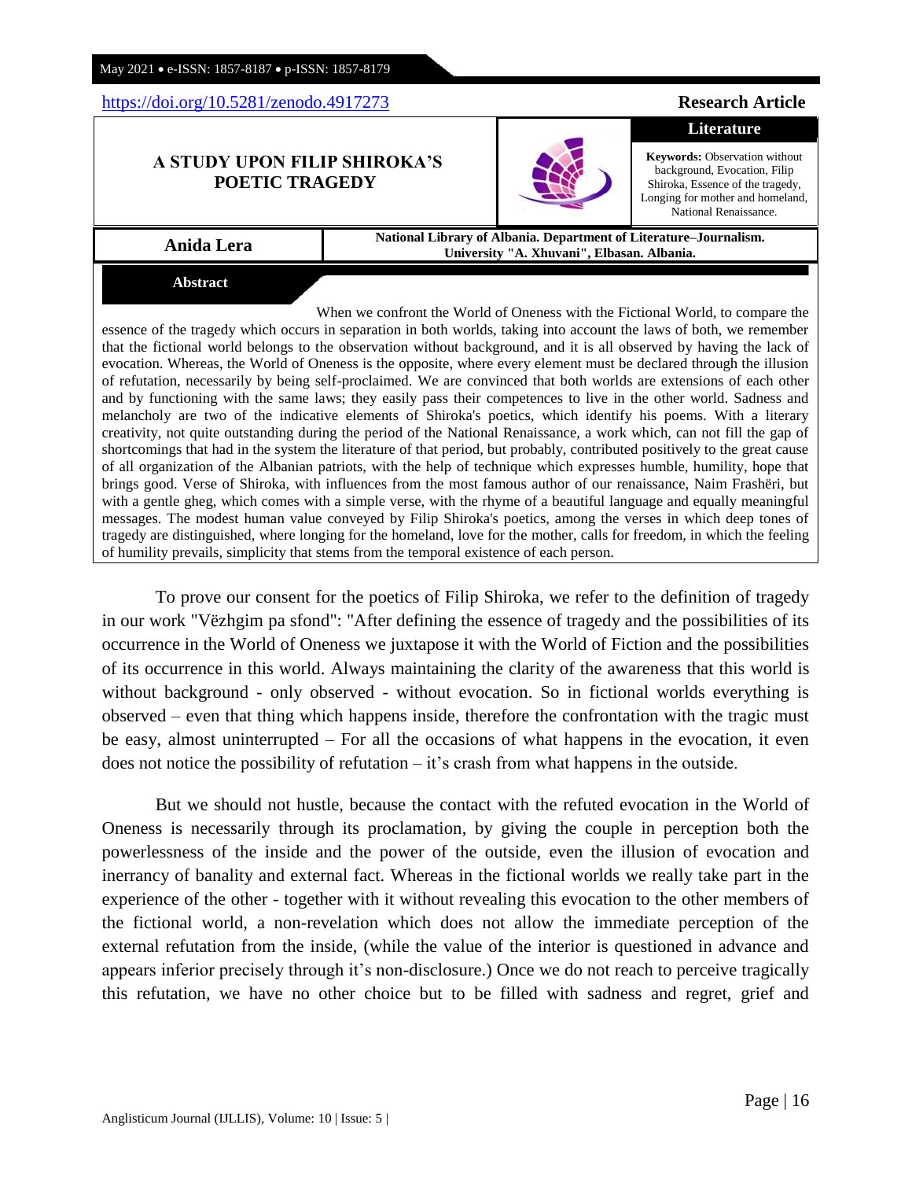https://doi.org/10.5281/zenodo.4917273

**Research Article**

**Literature**

# A STUDY UPON FILIP SHIROKA'S POETIC TRAGEDY

**Keywords:** Observation without background, Evocation, Filip Shiroka, Essence of the tragedy, Longing for mother and homeland, National Renaissance.

**Anida Lera**

**National Library of Albania. Department of Literature–Journalism. University "A. Xhuvani", Elbasan. Albania.**

## Abstract

When we confront the World of Oneness with the Fictional World, to compare the essence of the tragedy which occurs in separation in both worlds, taking into account the laws of both, we remember that the fictional world belongs to the observation without background, and it is all observed by having the lack of evocation. Whereas, the World of Oneness is the opposite, where every element must be declared through the illusion of refutation, necessarily by being self-proclaimed. We are convinced that both worlds are extensions of each other and by functioning with the same laws; they easily pass their competences to live in the other world. Sadness and melancholy are two of the indicative elements of Shiroka's poetics, which identify his poems. With a literary creativity, not quite outstanding during the period of the National Renaissance, a work which, can not fill the gap of shortcomings that had in the system the literature of that period, but probably, contributed positively to the great cause of all organization of the Albanian patriots, with the help of technique which expresses humble, humility, hope that brings good. Verse of Shiroka, with influences from the most famous author of our renaissance, Naim Frashëri, but with a gentle gheg, which comes with a simple verse, with the rhyme of a beautiful language and equally meaningful messages. The modest human value conveyed by Filip Shiroka's poetics, among the verses in which deep tones of tragedy are distinguished, where longing for the homeland, love for the mother, calls for freedom, in which the feeling of humility prevails, simplicity that stems from the temporal existence of each person.

To prove our consent for the poetics of Filip Shiroka, we refer to the definition of tragedy in our work "Vëzhgim pa sfond": "After defining the essence of tragedy and the possibilities of its occurrence in the World of Oneness we juxtapose it with the World of Fiction and the possibilities of its occurrence in this world. Always maintaining the clarity of the awareness that this world is without background - only observed - without evocation. So in fictional worlds everything is observed – even that thing which happens inside, therefore the confrontation with the tragic must be easy, almost uninterrupted – For all the occasions of what happens in the evocation, it even does not notice the possibility of refutation – it's crash from what happens in the outside.

But we should not hustle, because the contact with the refuted evocation in the World of Oneness is necessarily through its proclamation, by giving the couple in perception both the powerlessness of the inside and the power of the outside, even the illusion of evocation and inerrancy of banality and external fact. Whereas in the fictional worlds we really take part in the experience of the other - together with it without revealing this evocation to the other members of the fictional world, a non-revelation which does not allow the immediate perception of the external refutation from the inside, (while the value of the interior is questioned in advance and appears inferior precisely through it's non-disclosure.) Once we do not reach to perceive tragically this refutation, we have no other choice but to be filled with sadness and regret, grief and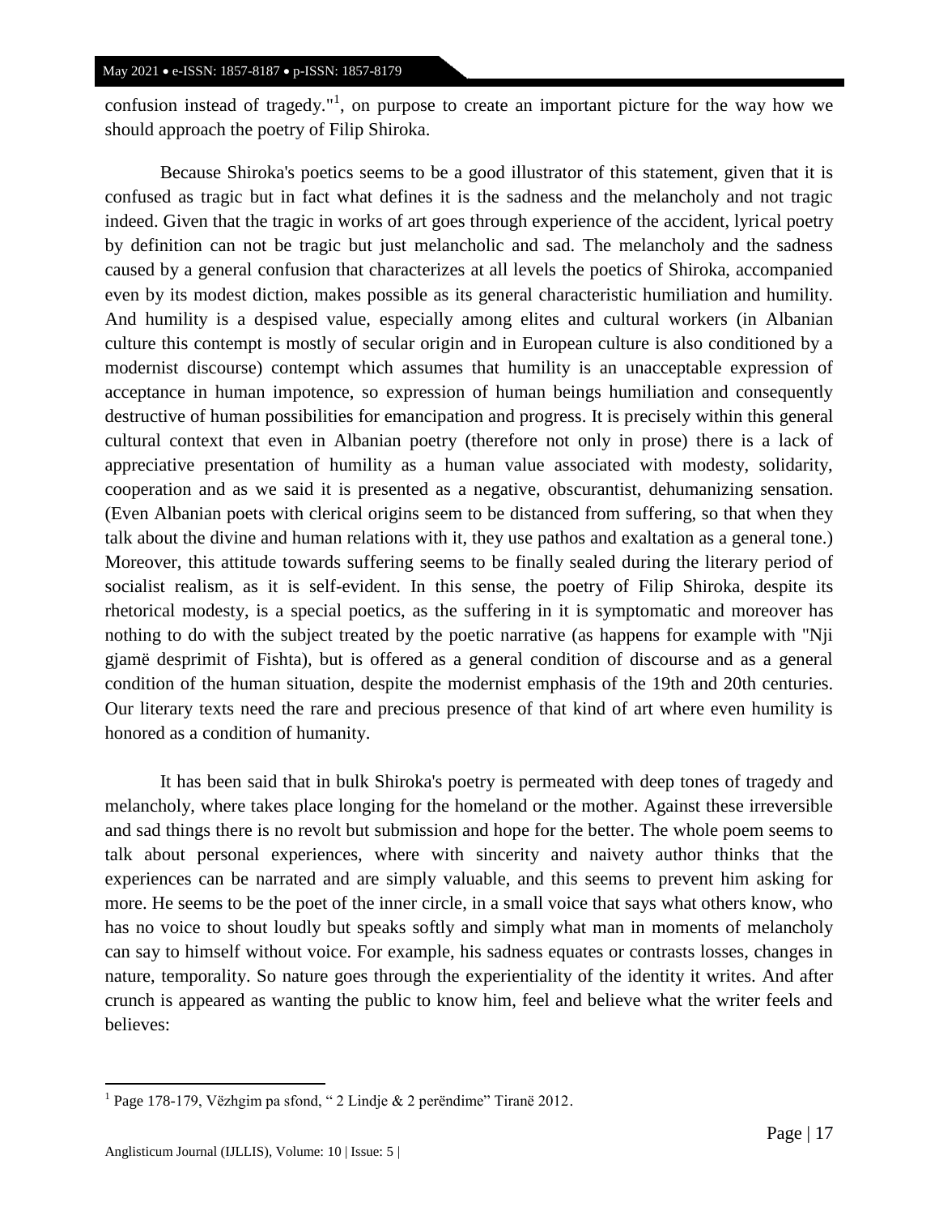confusion instead of tragedy."[1], on purpose to create an important picture for the way how we should approach the poetry of Filip Shiroka.

Because Shiroka's poetics seems to be a good illustrator of this statement, given that it is confused as tragic but in fact what defines it is the sadness and the melancholy and not tragic indeed. Given that the tragic in works of art goes through experience of the accident, lyrical poetry by definition can not be tragic but just melancholic and sad. The melancholy and the sadness caused by a general confusion that characterizes at all levels the poetics of Shiroka, accompanied even by its modest diction, makes possible as its general characteristic humiliation and humility. And humility is a despised value, especially among elites and cultural workers (in Albanian culture this contempt is mostly of secular origin and in European culture is also conditioned by a modernist discourse) contempt which assumes that humility is an unacceptable expression of acceptance in human impotence, so expression of human beings humiliation and consequently destructive of human possibilities for emancipation and progress. It is precisely within this general cultural context that even in Albanian poetry (therefore not only in prose) there is a lack of appreciative presentation of humility as a human value associated with modesty, solidarity, cooperation and as we said it is presented as a negative, obscurantist, dehumanizing sensation. (Even Albanian poets with clerical origins seem to be distanced from suffering, so that when they talk about the divine and human relations with it, they use pathos and exaltation as a general tone.) Moreover, this attitude towards suffering seems to be finally sealed during the literary period of socialist realism, as it is self-evident. In this sense, the poetry of Filip Shiroka, despite its rhetorical modesty, is a special poetics, as the suffering in it is symptomatic and moreover has nothing to do with the subject treated by the poetic narrative (as happens for example with "Nji gjamë desprimit of Fishta), but is offered as a general condition of discourse and as a general condition of the human situation, despite the modernist emphasis of the 19th and 20th centuries. Our literary texts need the rare and precious presence of that kind of art where even humility is honored as a condition of humanity.

It has been said that in bulk Shiroka's poetry is permeated with deep tones of tragedy and melancholy, where takes place longing for the homeland or the mother. Against these irreversible and sad things there is no revolt but submission and hope for the better. The whole poem seems to talk about personal experiences, where with sincerity and naivety author thinks that the experiences can be narrated and are simply valuable, and this seems to prevent him asking for more. He seems to be the poet of the inner circle, in a small voice that says what others know, who has no voice to shout loudly but speaks softly and simply what man in moments of melancholy can say to himself without voice. For example, his sadness equates or contrasts losses, changes in nature, temporality. So nature goes through the experientiality of the identity it writes. And after crunch is appeared as wanting the public to know him, feel and believe what the writer feels and believes:

---

[1] Page 178-179, Vëzhgim pa sfond, " 2 Lindje & 2 perëndime" Tiranë 2012.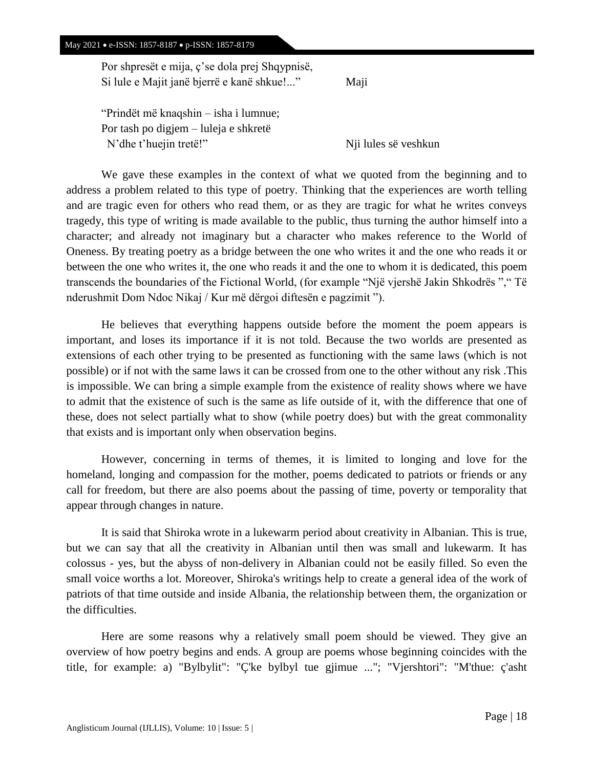Por shpresët e mija, ç'se dola prej Shqypnisë,  
Si lule e Majit janë bjerrë e kanë shkue!..." Maji

"Prindët më knaqshin – isha i lumnue;  
Por tash po digjem – luleja e shkretë  
N'dhe t'huejin tretë!" Nji lules së veshkun

We gave these examples in the context of what we quoted from the beginning and to address a problem related to this type of poetry. Thinking that the experiences are worth telling and are tragic even for others who read them, or as they are tragic for what he writes conveys tragedy, this type of writing is made available to the public, thus turning the author himself into a character; and already not imaginary but a character who makes reference to the World of Oneness. By treating poetry as a bridge between the one who writes it and the one who reads it or between the one who writes it, the one who reads it and the one to whom it is dedicated, this poem transcends the boundaries of the Fictional World, (for example "Një vjershë Jakin Shkodrës "," Të nderushmit Dom Ndoc Nikaj / Kur më dërgoi diftesën e pagzimit ").

He believes that everything happens outside before the moment the poem appears is important, and loses its importance if it is not told. Because the two worlds are presented as extensions of each other trying to be presented as functioning with the same laws (which is not possible) or if not with the same laws it can be crossed from one to the other without any risk .This is impossible. We can bring a simple example from the existence of reality shows where we have to admit that the existence of such is the same as life outside of it, with the difference that one of these, does not select partially what to show (while poetry does) but with the great commonality that exists and is important only when observation begins.

However, concerning in terms of themes, it is limited to longing and love for the homeland, longing and compassion for the mother, poems dedicated to patriots or friends or any call for freedom, but there are also poems about the passing of time, poverty or temporality that appear through changes in nature.

It is said that Shiroka wrote in a lukewarm period about creativity in Albanian. This is true, but we can say that all the creativity in Albanian until then was small and lukewarm. It has colossus - yes, but the abyss of non-delivery in Albanian could not be easily filled. So even the small voice worths a lot. Moreover, Shiroka's writings help to create a general idea of the work of patriots of that time outside and inside Albania, the relationship between them, the organization or the difficulties.

Here are some reasons why a relatively small poem should be viewed. They give an overview of how poetry begins and ends. A group are poems whose beginning coincides with the title, for example: a) "Bylbylit": "Ç'ke bylbyl tue gjimue ..."; "Vjershtori": "M'thue: ç'asht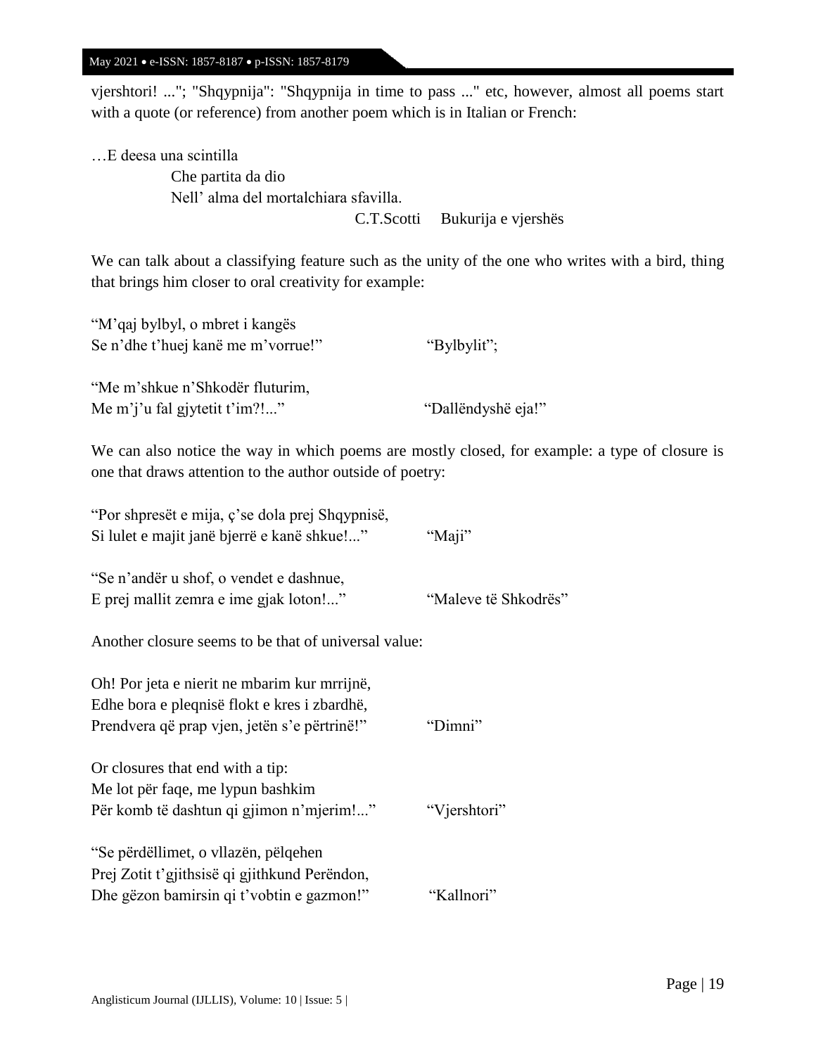vjershtori! ..."; "Shqypnija": "Shqypnija in time to pass ..." etc, however, almost all poems start with a quote (or reference) from another poem which is in Italian or French:

…E deesa una scintilla  
Che partita da dio  
Nell' alma del mortalchiara sfavilla.  
C.T.Scotti     Bukurija e vjershës

We can talk about a classifying feature such as the unity of the one who writes with a bird, thing that brings him closer to oral creativity for example:

"M'qaj bylbyl, o mbret i kangës  
Se n'dhe t'huej kanë me m'vorrue!"     "Bylbylit";

"Me m'shkue n'Shkodër fluturim,  
Me m'j'u fal gjytetit t'im?!..."     "Dallëndyshë eja!"

We can also notice the way in which poems are mostly closed, for example: a type of closure is one that draws attention to the author outside of poetry:

"Por shpresët e mija, ç'se dola prej Shqypnisë,  
Si lulet e majit janë bjerrë e kanë shkue!..."     "Maji"

"Se n'andër u shof, o vendet e dashnue,  
E prej mallit zemra e ime gjak loton!..."     "Maleve të Shkodrës"

Another closure seems to be that of universal value:

Oh! Por jeta e nierit ne mbarim kur mrrijnë,  
Edhe bora e pleqnisë flokt e kres i zbardhë,  
Prendvera që prap vjen, jetën s'e përtrinë!"     "Dimni"

Or closures that end with a tip:  
Me lot për faqe, me lypun bashkim  
Për komb të dashtun qi gjimon n'mjerim!..."     "Vjershtori"

"Se përdëllimet, o vllazën, pëlqehen  
Prej Zotit t'gjithsisë qi gjithkund Perëndon,  
Dhe gëzon bamirsin qi t'vobtin e gazmon!"     "Kallnori"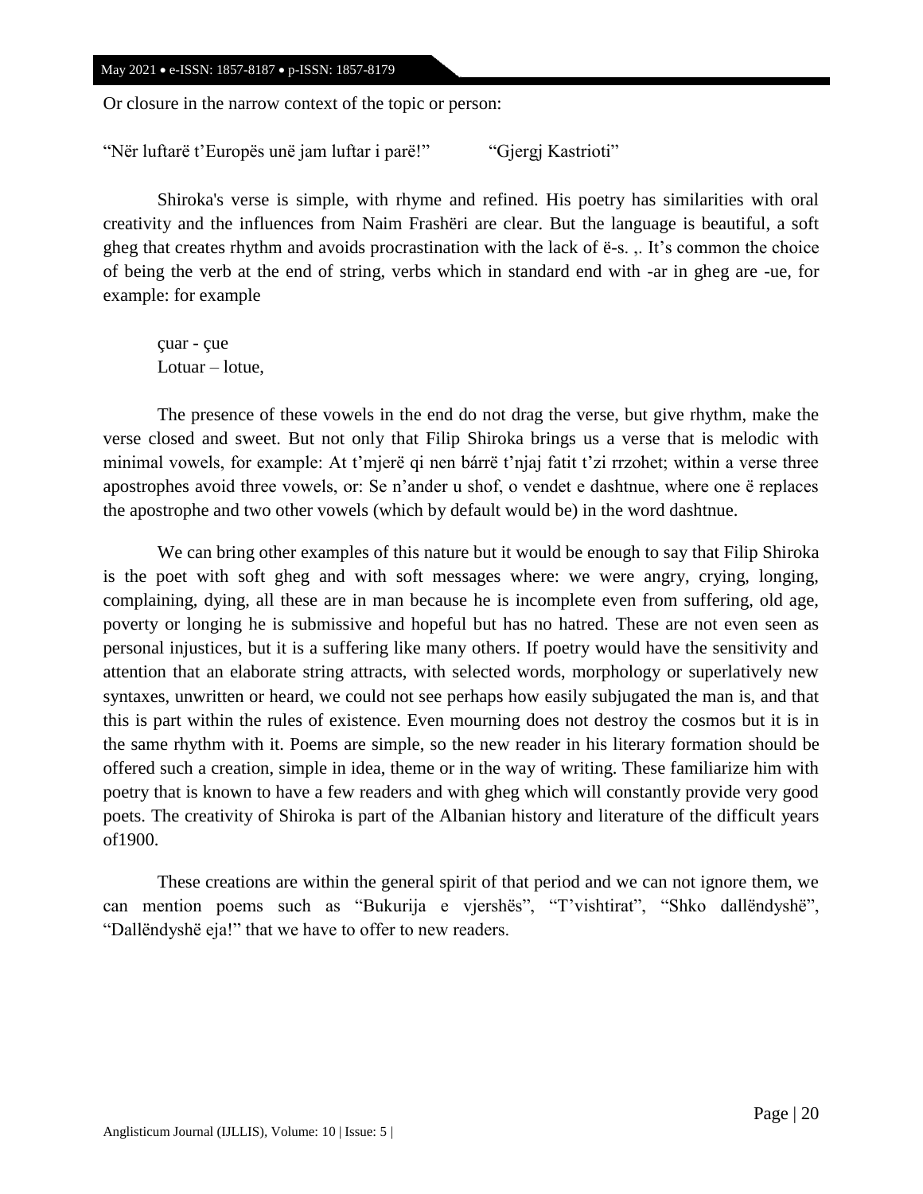Or closure in the narrow context of the topic or person:

"Nër luftarë t'Europës unë jam luftar i parë!"    "Gjergj Kastrioti"

Shiroka's verse is simple, with rhyme and refined. His poetry has similarities with oral creativity and the influences from Naim Frashëri are clear. But the language is beautiful, a soft gheg that creates rhythm and avoids procrastination with the lack of ë-s. ,. It's common the choice of being the verb at the end of string, verbs which in standard end with -ar in gheg are -ue, for example: for example

çuar - çue
Lotuar – lotue,

The presence of these vowels in the end do not drag the verse, but give rhythm, make the verse closed and sweet. But not only that Filip Shiroka brings us a verse that is melodic with minimal vowels, for example: At t'mjerë qi nen bárrë t'njaj fatit t'zi rrzohet; within a verse three apostrophes avoid three vowels, or: Se n'ander u shof, o vendet e dashtnue, where one ë replaces the apostrophe and two other vowels (which by default would be) in the word dashtnue.

We can bring other examples of this nature but it would be enough to say that Filip Shiroka is the poet with soft gheg and with soft messages where: we were angry, crying, longing, complaining, dying, all these are in man because he is incomplete even from suffering, old age, poverty or longing he is submissive and hopeful but has no hatred. These are not even seen as personal injustices, but it is a suffering like many others. If poetry would have the sensitivity and attention that an elaborate string attracts, with selected words, morphology or superlatively new syntaxes, unwritten or heard, we could not see perhaps how easily subjugated the man is, and that this is part within the rules of existence. Even mourning does not destroy the cosmos but it is in the same rhythm with it. Poems are simple, so the new reader in his literary formation should be offered such a creation, simple in idea, theme or in the way of writing. These familiarize him with poetry that is known to have a few readers and with gheg which will constantly provide very good poets. The creativity of Shiroka is part of the Albanian history and literature of the difficult years of1900.

These creations are within the general spirit of that period and we can not ignore them, we can mention poems such as "Bukurija e vjershës", "T'vishtirat", "Shko dallëndyshë", "Dallëndyshë eja!" that we have to offer to new readers.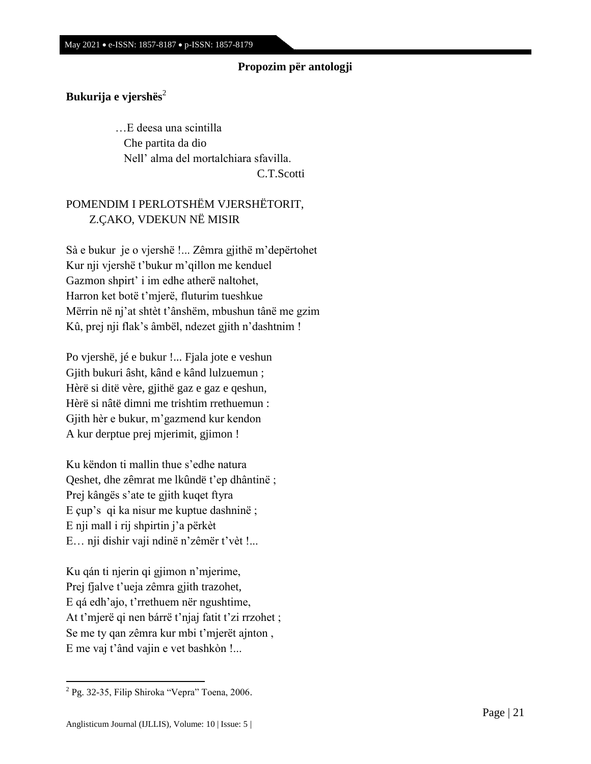**Propozim për antologji**

**Bukurija e vjershës**[2]

> …E deesa una scintilla
> Che partita da dio
> Nell' alma del mortalchiara sfavilla.
>
> C.T.Scotti

POMENDIM I PERLOTSHËM VJERSHËTORIT,
Z.ÇAKO, VDEKUN NË MISIR

Sà e bukur je o vjershë !... Zêmra gjithë m'depërtohet
Kur nji vjershë t'bukur m'qillon me kenduel
Gazmon shpirt' i im edhe atherë naltohet,
Harron ket botë t'mjerë, fluturim tueshkue
Mërrin në nj'at shtèt t'ânshëm, mbushun tânë me gzim
Kû, prej nji flak's âmbël, ndezet gjith n'dashtnim !

Po vjershë, jé e bukur !... Fjala jote e veshun
Gjith bukuri âsht, kând e kând lulzuemun ;
Hèrë si ditë vère, gjithë gaz e gaz e qeshun,
Hèrë si nâtë dimni me trishtim rrethuemun :
Gjith hèr e bukur, m'gazmend kur kendon
A kur derptue prej mjerimit, gjimon !

Ku këndon ti mallin thue s'edhe natura
Qeshet, dhe zêmrat me lkûndë t'ep dhântinë ;
Prej kângës s'ate te gjith kuqet ftyra
E çup's qi ka nisur me kuptue dashninë ;
E nji mall i rij shpirtin j'a përkèt
E… nji dishir vaji ndinë n'zêmër t'vèt !...

Ku qán ti njerin qi gjimon n'mjerime,
Prej fjalve t'ueja zêmra gjith trazohet,
E qá edh'ajo, t'rrethuem nër ngushtime,
At t'mjerë qi nen bárrë t'njaj fatit t'zi rrzohet ;
Se me ty qan zêmra kur mbi t'mjerët ajnton ,
E me vaj t'ând vajin e vet bashkòn !...

---

[2] Pg. 32-35, Filip Shiroka "Vepra" Toena, 2006.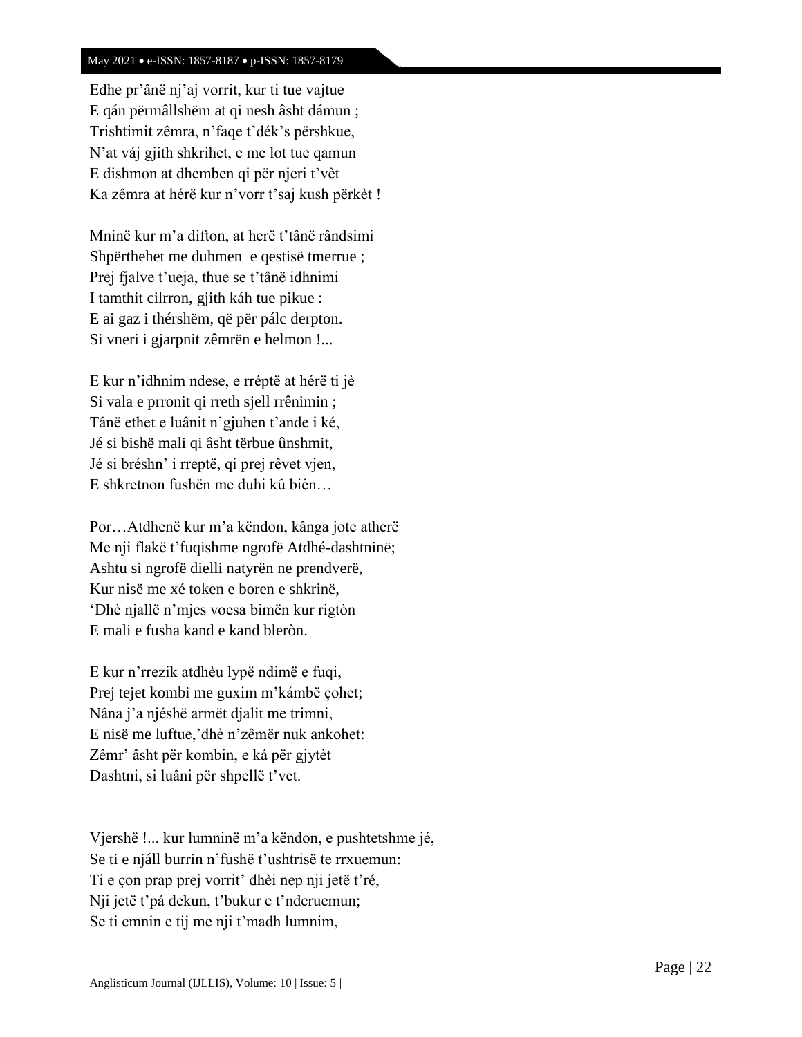Edhe pr'ânë nj'aj vorrit, kur ti tue vajtue
E qán përmâllshëm at qi nesh âsht dámun ;
Trishtimit zêmra, n'faqe t'dék's përshkue,
N'at váj gjith shkrihet, e me lot tue qamun
E dishmon at dhemben qi për njeri t'vèt
Ka zêmra at hérë kur n'vorr t'saj kush përkèt !

Mninë kur m'a difton, at herë t'tânë rândsimi
Shpërthehet me duhmen  e qestisë tmerrue ;
Prej fjalve t'ueja, thue se t'tânë idhnimi
I tamthit cilrron, gjith káh tue pikue :
E ai gaz i thérshëm, që për pálc derpton.
Si vneri i gjarpnit zêmrën e helmon !...

E kur n'idhnim ndese, e rréptë at hérë ti jè
Si vala e prronit qi rreth sjell rrênimin ;
Tânë ethet e luânit n'gjuhen t'ande i ké,
Jé si bishë mali qi âsht tërbue ûnshmit,
Jé si bréshn' i rreptë, qi prej rêvet vjen,
E shkretnon fushën me ɖuhi kû bièn…

Por…Atdhenë kur m'a këndon, kânga jote atherë
Me nji flakë t'fuqishme ngrofë Atdhé-dashtninë;
Ashtu si ngrofë dielli natyrën ne prendverë,
Kur nisë me xé token e boren e shkrinë,
'Dhè njallë n'mjes voesa bimën kur rigtòn
E mali e fusha kand e kand bleròn.

E kur n'rrezik atdhèu lypë ndimë e fuqi,
Prej tejet kombi me guxim m'kámbë çohet;
Nâna j'a njéshë armët djalit me trimni,
E nisë me luftue,'dhè n'zêmër nuk ankohet:
Zêmr' âsht për kombin, e ká për gjytèt
Dashtni, si luâni për shpellë t'vet.

Vjershë !... kur lumninë m'a këndon, e pushtetshme jé,
Se ti e njáll burrin n'fushë t'ushtrisë te rrxuemun:
Ti e çon prap prej vorrit' dhèi nep nji jetë t'ré,
Nji jetë t'pá dekun, t'bukur e t'nderuemun;
Se ti emnin e tij me nji t'madh lumnim,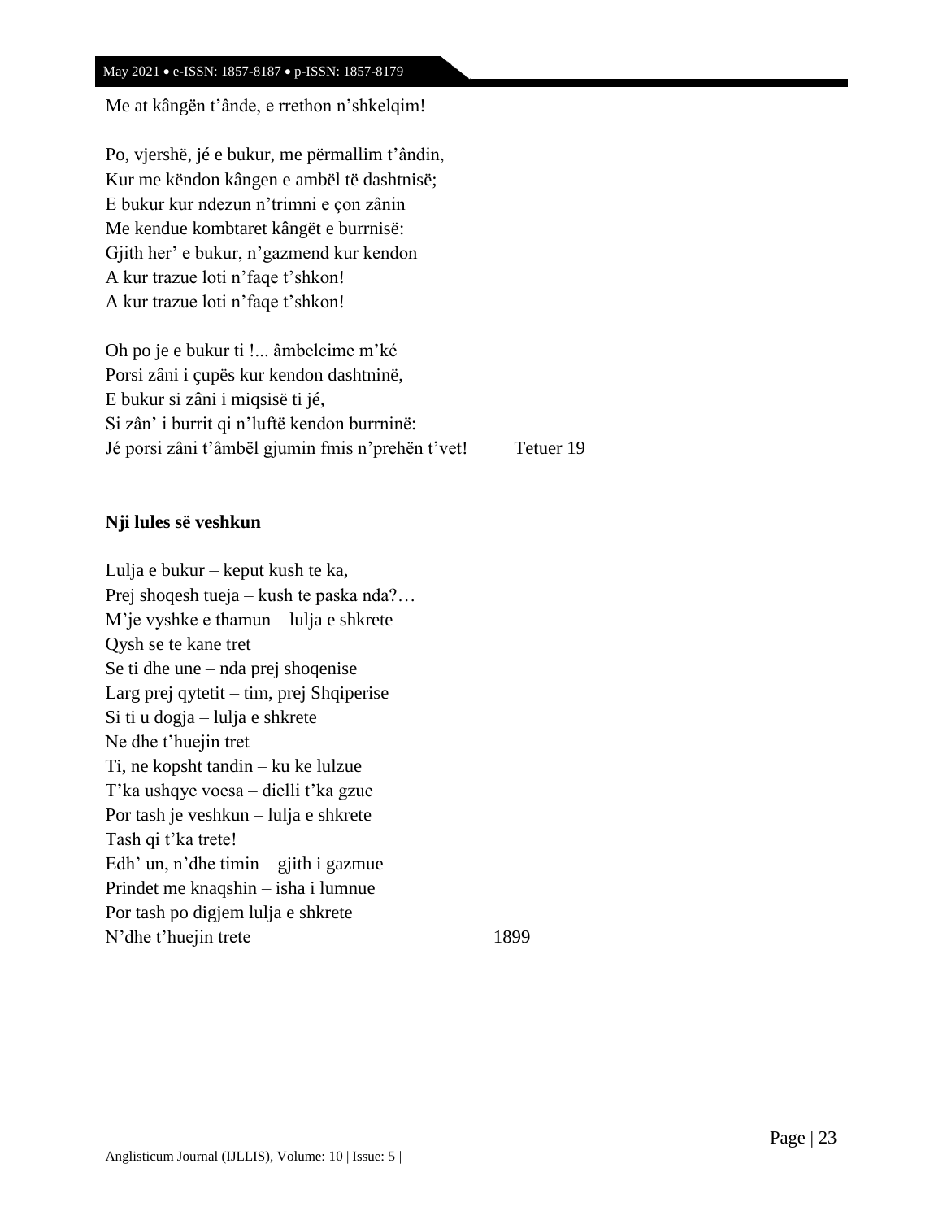Me at kângën t'ânde, e rrethon n'shkelqim!

Po, vjershë, jé e bukur, me përmallim t'ândin,  
Kur me këndon kângen e ambël të dashtnisë;  
E bukur kur ndezun n'trimni e çon zânin  
Me kendue kombtaret kângët e burrnisë:  
Gjith her' e bukur, n'gazmend kur kendon  
A kur trazue loti n'faqe t'shkon!  
A kur trazue loti n'faqe t'shkon!

Oh po je e bukur ti !... âmbelcime m'ké  
Porsi zâni i çupës kur kendon dashtninë,  
E bukur si zâni i miqsisë ti jé,  
Si zân' i burrit qi n'luftë kendon burrninë:  
Jé porsi zâni t'âmbël gjumin fmis n'prehën t'vet!          Tetuer 19

**Nji lules së veshkun**

Lulja e bukur – keput kush te ka,  
Prej shoqesh tueja – kush te paska nda?…  
M'je vyshke e thamun – lulja e shkrete  
Qysh se te kane tret  
Se ti dhe une – nda prej shoqenise  
Larg prej qytetit – tim, prej Shqiperise  
Si ti u dogja – lulja e shkrete  
Ne dhe t'huejin tret  
Ti, ne kopsht tandin – ku ke lulzue  
T'ka ushqye voesa – dielli t'ka gzue  
Por tash je veshkun – lulja e shkrete  
Tash qi t'ka trete!  
Edh' un, n'dhe timin – gjith i gazmue  
Prindet me knaqshin – isha i lumnue  
Por tash po digjem lulja e shkrete  
N'dhe t'huejin trete          1899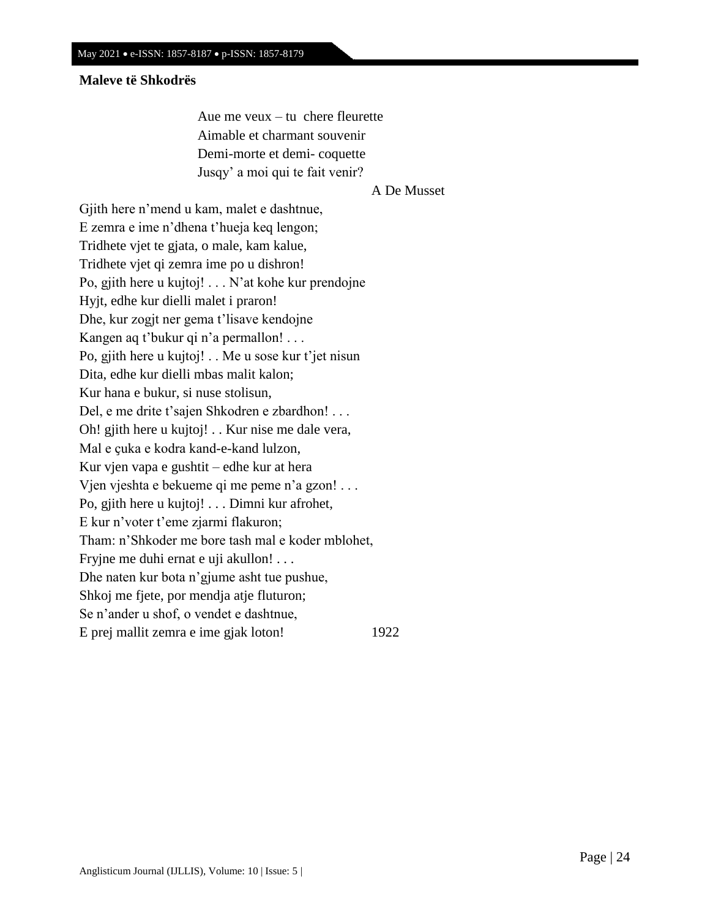**Maleve të Shkodrës**

> Aue me veux – tu chere fleurette
> Aimable et charmant souvenir
> Demi-morte et demi- coquette
> Jusqy' a moi qui te fait venir?
>
> A De Musset

Gjith here n'mend u kam, malet e dashtnue,
E zemra e ime n'dhena t'hueja keq lengon;
Tridhete vjet te gjata, o male, kam kalue,
Tridhete vjet qi zemra ime po u dishron!
Po, gjith here u kujtoj! . . . N'at kohe kur prendojne
Hyjt, edhe kur dielli malet i praron!
Dhe, kur zogjt ner gema t'lisave kendojne
Kangen aq t'bukur qi n'a permallon! . . .
Po, gjith here u kujtoj! . . Me u sose kur t'jet nisun
Dita, edhe kur dielli mbas malit kalon;
Kur hana e bukur, si nuse stolisun,
Del, e me drite t'sajen Shkodren e zbardhon! . . .
Oh! gjith here u kujtoj! . . Kur nise me dale vera,
Mal e çuka e kodra kand-e-kand lulzon,
Kur vjen vapa e gushtit – edhe kur at hera
Vjen vjeshta e bekueme qi me peme n'a gzon! . . .
Po, gjith here u kujtoj! . . . Dimni kur afrohet,
E kur n'voter t'eme zjarmi flakuron;
Tham: n'Shkoder me bore tash mal e koder mblohet,
Fryjne me duhi ernat e uji akullon! . . .
Dhe naten kur bota n'gjume asht tue pushue,
Shkoj me fjete, por mendja atje fluturon;
Se n'ander u shof, o vendet e dashtnue,
E prej mallit zemra e ime gjak loton! 1922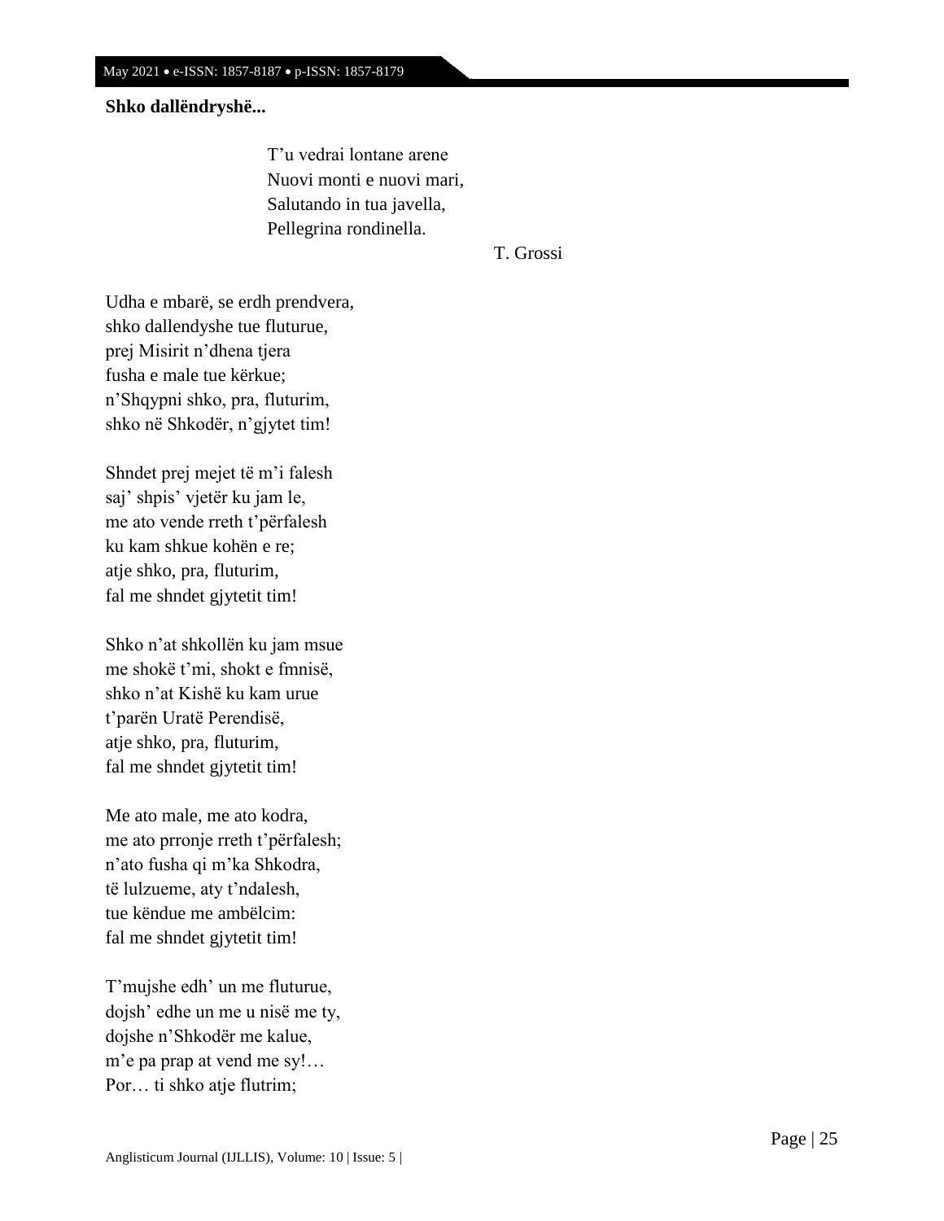**Shko dallëndryshë...**

> T’u vedrai lontane arene
> Nuovi monti e nuovi mari,
> Salutando in tua javella,
> Pellegrina rondinella.
>
> T. Grossi

Udha e mbarë, se erdh prendvera,
shko dallendyshe tue fluturue,
prej Misirit n’dhena tjera
fusha e male tue kërkue;
n’Shqypni shko, pra, fluturim,
shko në Shkodër, n’gjytet tim!

Shndet prej mejet të m’i falesh
saj’ shpis’ vjetër ku jam le,
me ato vende rreth t’përfalesh
ku kam shkue kohën e re;
atje shko, pra, fluturim,
fal me shndet gjytetit tim!

Shko n’at shkollën ku jam msue
me shokë t’mi, shokt e fmnisë,
shko n’at Kishë ku kam urue
t’parën Uratë Perendisë,
atje shko, pra, fluturim,
fal me shndet gjytetit tim!

Me ato male, me ato kodra,
me ato prronje rreth t’përfalesh;
n’ato fusha qi m’ka Shkodra,
të lulzueme, aty t’ndalesh,
tue këndue me ambëlcim:
fal me shndet gjytetit tim!

T’mujshe edh’ un me fluturue,
dojsh’ edhe un me u nisë me ty,
dojshe n’Shkodër me kalue,
m’e pa prap at vend me sy!…
Por… ti shko atje flutrim;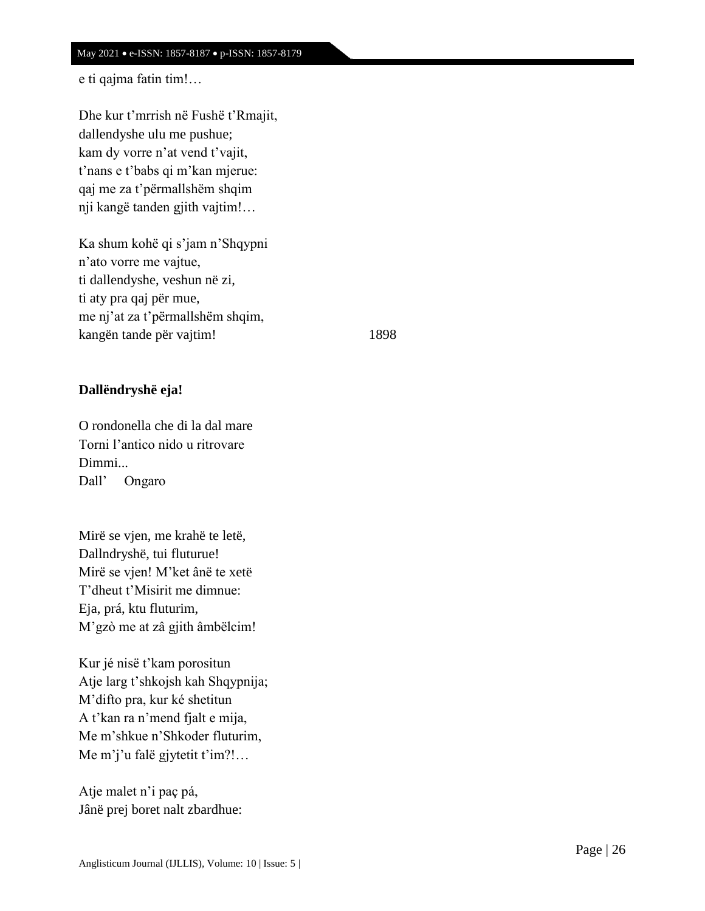e ti qajma fatin tim!…

Dhe kur t'mrrish në Fushë t'Rmajit,  
dallendyshe ulu me pushue;  
kam dy vorre n'at vend t'vajit,  
t'nans e t'babs qi m'kan mjerue:  
qaj me za t'përmallshëm shqim  
nji kangë tanden gjith vajtim!…

Ka shum kohë qi s'jam n'Shqypni  
n'ato vorre me vajtue,  
ti dallendyshe, veshun në zi,  
ti aty pra qaj për mue,  
me nj'at za t'përmallshëm shqim,  
kangën tande për vajtim! 1898

**Dallëndryshë eja!**

O rondonella che di la dal mare  
Torni l'antico nido u ritrovare  
Dimmi...  
Dall' Ongaro

Mirë se vjen, me krahë te letë,  
Dallndryshë, tui fluturue!  
Mirë se vjen! M'ket ânë te xetë  
T'dheut t'Misirit me dimnue:  
Eja, prá, ktu fluturim,  
M'gzò me at zâ gjith âmbëlcim!

Kur jé nisë t'kam porositun  
Atje larg t'shkojsh kah Shqypnija;  
M'difto pra, kur ké shetitun  
A t'kan ra n'mend fjalt e mija,  
Me m'shkue n'Shkoder fluturim,  
Me m'j'u falë gjytetit t'im?!…

Atje malet n'i paç pá,  
Jânë prej boret nalt zbardhue: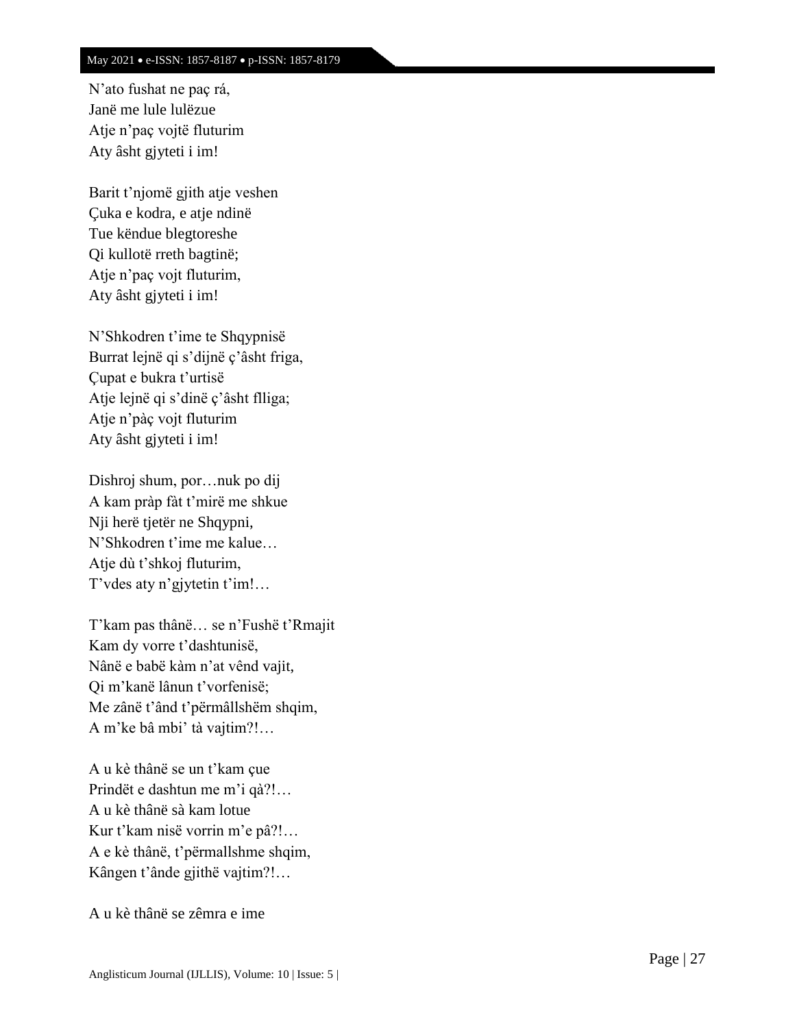N'ato fushat ne paç rá,
Janë me lule lulëzue
Atje n'paç vojtë fluturim
Aty âsht gjyteti i im!

Barit t'njomë gjith atje veshen
Çuka e kodra, e atje ndinë
Tue këndue blegtoreshe
Qi kullotë rreth bagtinë;
Atje n'paç vojt fluturim,
Aty âsht gjyteti i im!

N'Shkodren t'ime te Shqypnisë
Burrat lejnë qi s'dijnë ç'âsht friga,
Çupat e bukra t'urtisë
Atje lejnë qi s'dinë ç'âsht flliga;
Atje n'pàç vojt fluturim
Aty âsht gjyteti i im!

Dishroj shum, por…nuk po dij
A kam pràp fàt t'mirë me shkue
Nji herë tjetër ne Shqypni,
N'Shkodren t'ime me kalue…
Atje dù t'shkoj fluturim,
T'vdes aty n'gjytetin t'im!…

T'kam pas thânë… se n'Fushë t'Rmajit
Kam dy vorre t'dashtunisë,
Nânë e babë kàm n'at vênd vajit,
Qi m'kanë lânun t'vorfenisë;
Me zânë t'ând t'përmâllshëm shqim,
A m'ke bâ mbi' tà vajtim?!…

A u kè thânë se un t'kam çue
Prindët e dashtun me m'i qà?!…
A u kè thânë sà kam lotue
Kur t'kam nisë vorrin m'e pâ?!…
A e kè thânë, t'përmallshme shqim,
Kângen t'ânde gjithë vajtim?!…

A u kè thânë se zêmra e ime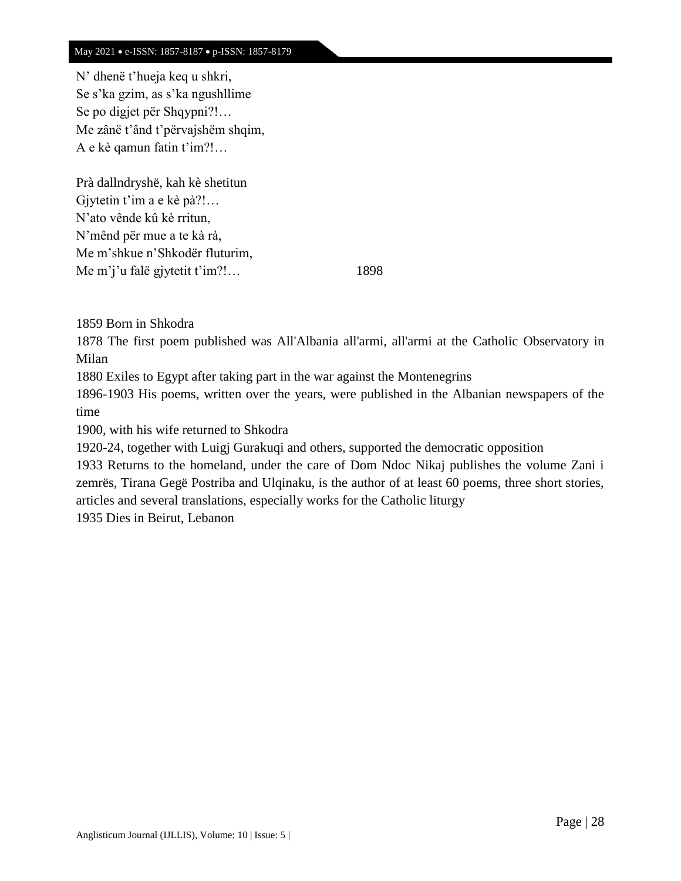N’ dhenë t’hueja keq u shkri,  
Se s’ka gzim, as s’ka ngushllime  
Se po digjet për Shqypni?!…  
Me zânë t’ând t’përvajshëm shqim,  
A e kè qamun fatin t’im?!…

Prà dallndryshë, kah kè shetitun  
Gjytetin t’im a e kè pà?!…  
N’ato vênde kû kè rritun,  
N’mênd për mue a te kà rà,  
Me m’shkue n’Shkodër fluturim,  
Me m’j’u falë gjytetit t’im?!… 1898

1859 Born in Shkodra

1878 The first poem published was All'Albania all'armi, all'armi at the Catholic Observatory in Milan

1880 Exiles to Egypt after taking part in the war against the Montenegrins

1896-1903 His poems, written over the years, were published in the Albanian newspapers of the time

1900, with his wife returned to Shkodra

1920-24, together with Luigj Gurakuqi and others, supported the democratic opposition

1933 Returns to the homeland, under the care of Dom Ndoc Nikaj publishes the volume Zani i zemrës, Tirana Gegë Postriba and Ulqinaku, is the author of at least 60 poems, three short stories, articles and several translations, especially works for the Catholic liturgy

1935 Dies in Beirut, Lebanon